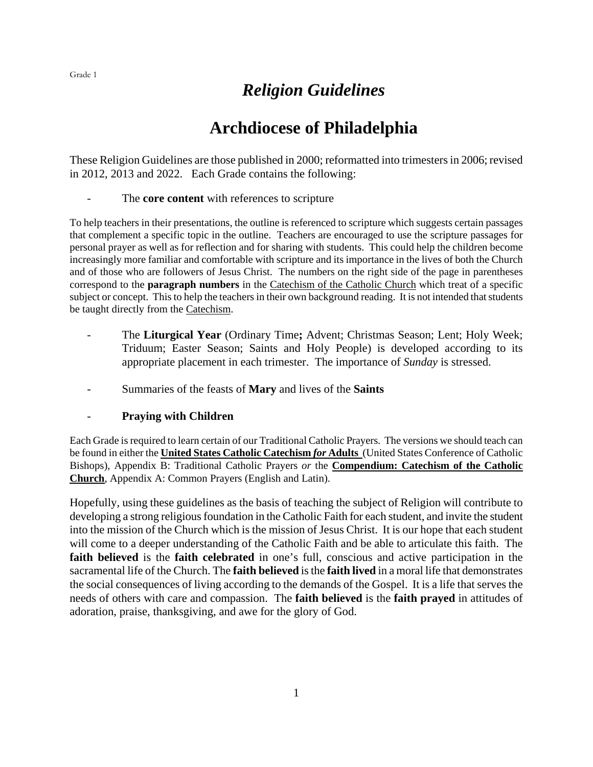# *Religion Guidelines*

# Archdiocese of Philadelphia

These Religion Guidelines are those published in 2000; reformatted into trimesters in 2006; revised in 2012, 2013 and 2022. Each Grade contains the following:

- The **core content** with references to scripture

To help teachers in their presentations, the outline is referenced to scripture which suggests certain passages that complement a specific topic in the outline. Teachers are encouraged to use the scripture passages for personal prayer as well as for reflection and for sharing with students. This could help the children become increasingly more familiar and comfortable with scripture and its importance in the lives of both the Church and of those who are followers of Jesus Christ. The numbers on the right side of the page in parentheses correspond to the **paragraph numbers** in the Catechism of the Catholic Church which treat of a specific subject or concept. This to help the teachers in their own background reading. It is not intended that students be taught directly from the Catechism.

- The **Liturgical Year** (Ordinary Time**;** Advent; Christmas Season; Lent; Holy Week; Triduum; Easter Season; Saints and Holy People) is developed according to its appropriate placement in each trimester. The importance of *Sunday* is stressed.

- Summaries of the feasts of **Mary** and lives of the **Saints**

- **Praying with Children**

Each Grade is required to learn certain of our Traditional Catholic Prayers. The versions we should teach can be found in either the **United States Catholic Catechism *for* Adults** (United States Conference of Catholic Bishops), Appendix B: Traditional Catholic Prayers *or* the **Compendium: Catechism of the Catholic Church**, Appendix A: Common Prayers (English and Latin).

Hopefully, using these guidelines as the basis of teaching the subject of Religion will contribute to developing a strong religious foundation in the Catholic Faith for each student, and invite the student into the mission of the Church which is the mission of Jesus Christ. It is our hope that each student will come to a deeper understanding of the Catholic Faith and be able to articulate this faith. The **faith believed** is the **faith celebrated** in one's full, conscious and active participation in the sacramental life of the Church. The **faith believed** is the **faith lived** in a moral life that demonstrates the social consequences of living according to the demands of the Gospel. It is a life that serves the needs of others with care and compassion. The **faith believed** is the **faith prayed** in attitudes of adoration, praise, thanksgiving, and awe for the glory of God.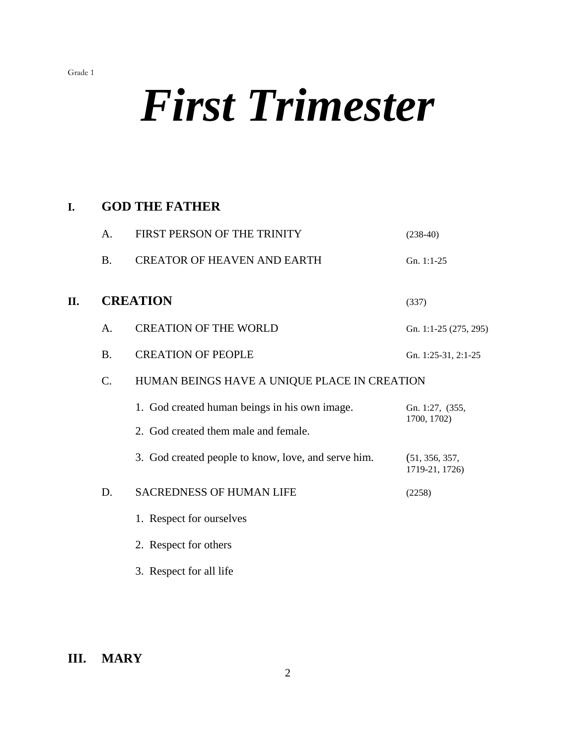Grade 1

# *First Trimester*

## I. GOD THE FATHER

A. FIRST PERSON OF THE TRINITY (238-40)

B. CREATOR OF HEAVEN AND EARTH Gn. 1:1-25

## II. CREATION (337)

A. CREATION OF THE WORLD Gn. 1:1-25 (275, 295)

B. CREATION OF PEOPLE Gn. 1:25-31, 2:1-25

C. HUMAN BEINGS HAVE A UNIQUE PLACE IN CREATION

1. God created human beings in his own image. Gn. 1:27, (355, 1700, 1702)
2. God created them male and female.
3. God created people to know, love, and serve him. (51, 356, 357, 1719-21, 1726)

D. SACREDNESS OF HUMAN LIFE (2258)

1. Respect for ourselves
2. Respect for others
3. Respect for all life

## III. MARY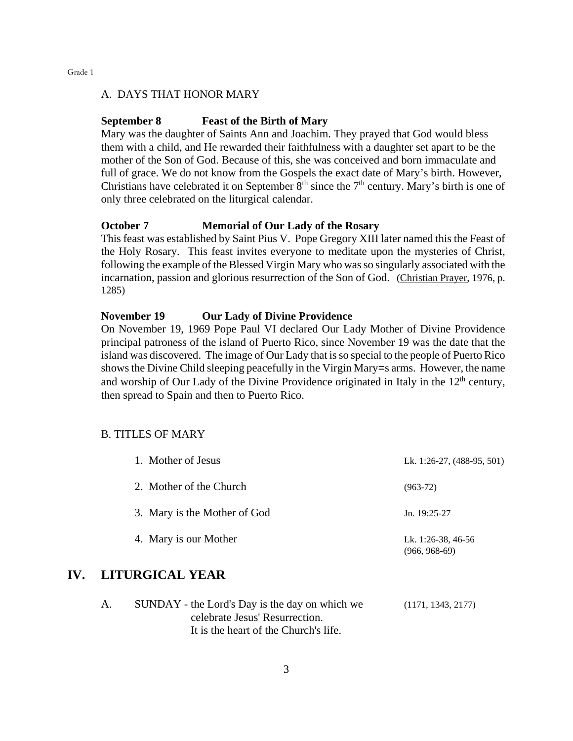### A. DAYS THAT HONOR MARY

**September 8 — Feast of the Birth of Mary**

Mary was the daughter of Saints Ann and Joachim. They prayed that God would bless them with a child, and He rewarded their faithfulness with a daughter set apart to be the mother of the Son of God. Because of this, she was conceived and born immaculate and full of grace. We do not know from the Gospels the exact date of Mary's birth. However, Christians have celebrated it on September 8th since the 7th century. Mary's birth is one of only three celebrated on the liturgical calendar.

**October 7 — Memorial of Our Lady of the Rosary**

This feast was established by Saint Pius V. Pope Gregory XIII later named this the Feast of the Holy Rosary. This feast invites everyone to meditate upon the mysteries of Christ, following the example of the Blessed Virgin Mary who was so singularly associated with the incarnation, passion and glorious resurrection of the Son of God. (Christian Prayer, 1976, p. 1285)

**November 19 — Our Lady of Divine Providence**

On November 19, 1969 Pope Paul VI declared Our Lady Mother of Divine Providence principal patroness of the island of Puerto Rico, since November 19 was the date that the island was discovered. The image of Our Lady that is so special to the people of Puerto Rico shows the Divine Child sleeping peacefully in the Virgin Mary=s arms. However, the name and worship of Our Lady of the Divine Providence originated in Italy in the 12th century, then spread to Spain and then to Puerto Rico.

### B. TITLES OF MARY

1. Mother of Jesus — Lk. 1:26-27, (488-95, 501)
2. Mother of the Church — (963-72)
3. Mary is the Mother of God — Jn. 19:25-27
4. Mary is our Mother — Lk. 1:26-38, 46-56 (966, 968-69)

## IV. LITURGICAL YEAR

A. SUNDAY - the Lord's Day is the day on which we celebrate Jesus' Resurrection. It is the heart of the Church's life. (1171, 1343, 2177)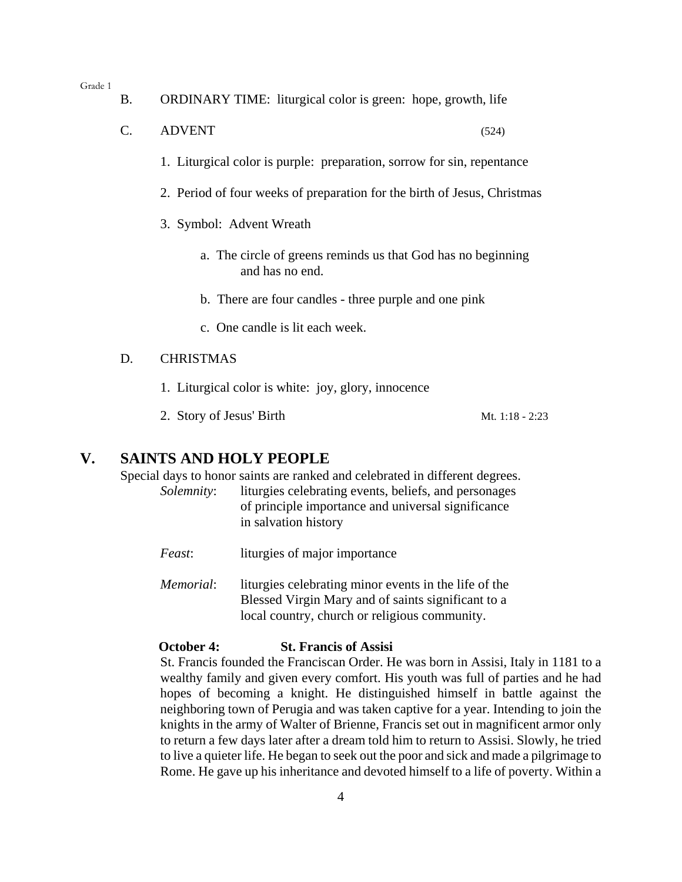B. ORDINARY TIME: liturgical color is green: hope, growth, life

C. ADVENT (524)

1. Liturgical color is purple: preparation, sorrow for sin, repentance

2. Period of four weeks of preparation for the birth of Jesus, Christmas

3. Symbol: Advent Wreath

   a. The circle of greens reminds us that God has no beginning and has no end.

   b. There are four candles - three purple and one pink

   c. One candle is lit each week.

D. CHRISTMAS

1. Liturgical color is white: joy, glory, innocence

2. Story of Jesus' Birth Mt. 1:18 - 2:23

## V. SAINTS AND HOLY PEOPLE

Special days to honor saints are ranked and celebrated in different degrees.

*Solemnity*: liturgies celebrating events, beliefs, and personages of principle importance and universal significance in salvation history

*Feast*: liturgies of major importance

*Memorial*: liturgies celebrating minor events in the life of the Blessed Virgin Mary and of saints significant to a local country, church or religious community.

**October 4: St. Francis of Assisi**

St. Francis founded the Franciscan Order. He was born in Assisi, Italy in 1181 to a wealthy family and given every comfort. His youth was full of parties and he had hopes of becoming a knight. He distinguished himself in battle against the neighboring town of Perugia and was taken captive for a year. Intending to join the knights in the army of Walter of Brienne, Francis set out in magnificent armor only to return a few days later after a dream told him to return to Assisi. Slowly, he tried to live a quieter life. He began to seek out the poor and sick and made a pilgrimage to Rome. He gave up his inheritance and devoted himself to a life of poverty. Within a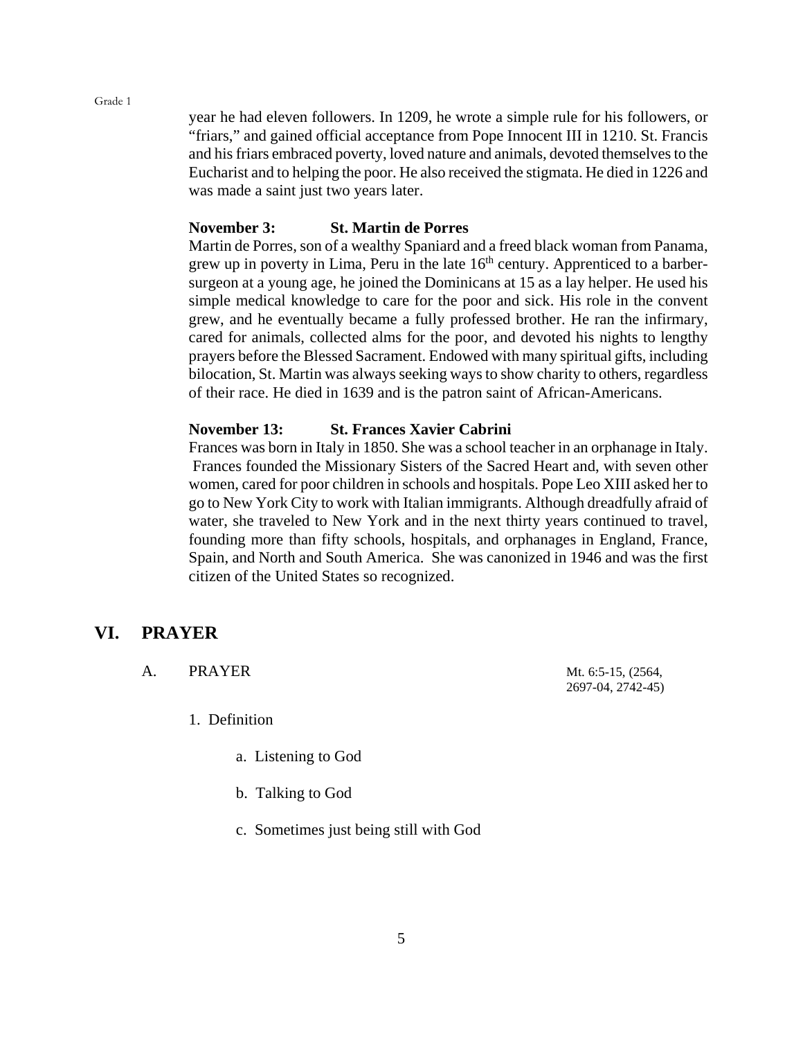year he had eleven followers. In 1209, he wrote a simple rule for his followers, or "friars," and gained official acceptance from Pope Innocent III in 1210. St. Francis and his friars embraced poverty, loved nature and animals, devoted themselves to the Eucharist and to helping the poor. He also received the stigmata. He died in 1226 and was made a saint just two years later.

**November 3: St. Martin de Porres**

Martin de Porres, son of a wealthy Spaniard and a freed black woman from Panama, grew up in poverty in Lima, Peru in the late 16th century. Apprenticed to a barber-surgeon at a young age, he joined the Dominicans at 15 as a lay helper. He used his simple medical knowledge to care for the poor and sick. His role in the convent grew, and he eventually became a fully professed brother. He ran the infirmary, cared for animals, collected alms for the poor, and devoted his nights to lengthy prayers before the Blessed Sacrament. Endowed with many spiritual gifts, including bilocation, St. Martin was always seeking ways to show charity to others, regardless of their race. He died in 1639 and is the patron saint of African-Americans.

**November 13: St. Frances Xavier Cabrini**

Frances was born in Italy in 1850. She was a school teacher in an orphanage in Italy. Frances founded the Missionary Sisters of the Sacred Heart and, with seven other women, cared for poor children in schools and hospitals. Pope Leo XIII asked her to go to New York City to work with Italian immigrants. Although dreadfully afraid of water, she traveled to New York and in the next thirty years continued to travel, founding more than fifty schools, hospitals, and orphanages in England, France, Spain, and North and South America. She was canonized in 1946 and was the first citizen of the United States so recognized.

## VI. PRAYER

A. PRAYER — Mt. 6:5-15, (2564, 2697-04, 2742-45)

1. Definition

   a. Listening to God

   b. Talking to God

   c. Sometimes just being still with God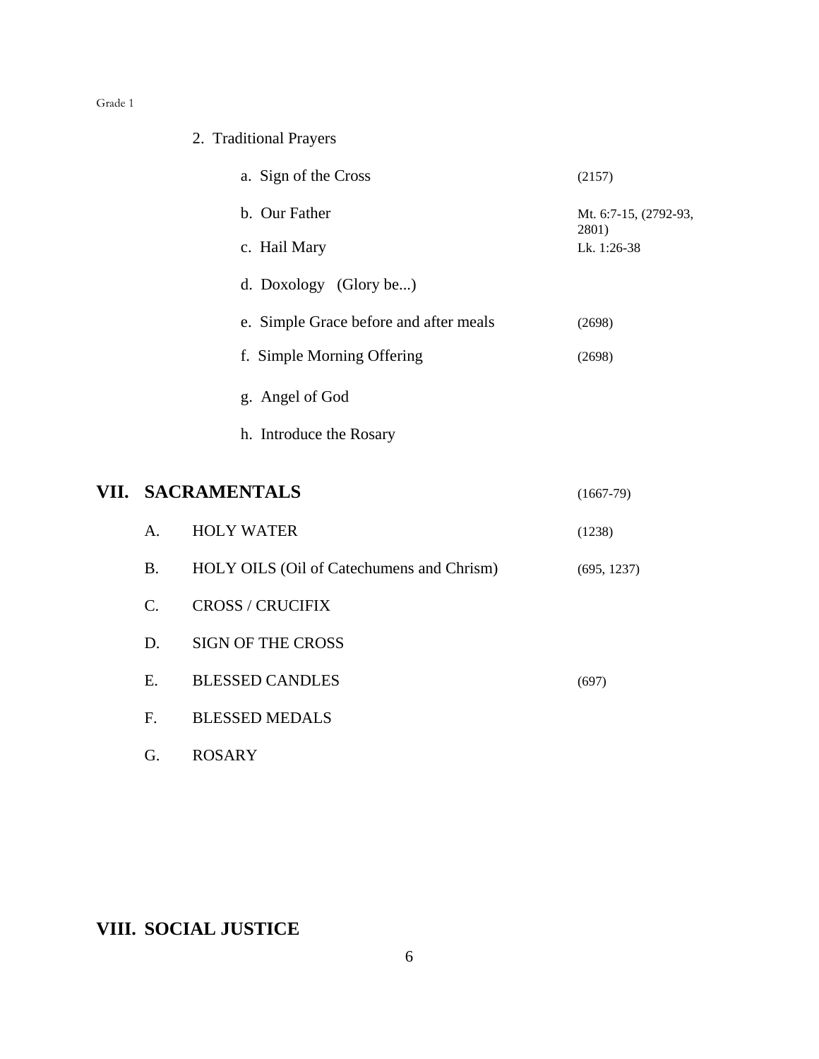2. Traditional Prayers

| | |
|---|---|
| a. Sign of the Cross | (2157) |
| b. Our Father | Mt. 6:7-15, (2792-93, 2801) |
| c. Hail Mary | Lk. 1:26-38 |
| d. Doxology (Glory be...) | |
| e. Simple Grace before and after meals | (2698) |
| f. Simple Morning Offering | (2698) |
| g. Angel of God | |
| h. Introduce the Rosary | |

## VII. SACRAMENTALS (1667-79)

| | | |
|---|---|---|
| A. | HOLY WATER | (1238) |
| B. | HOLY OILS (Oil of Catechumens and Chrism) | (695, 1237) |
| C. | CROSS / CRUCIFIX | |
| D. | SIGN OF THE CROSS | |
| E. | BLESSED CANDLES | (697) |
| F. | BLESSED MEDALS | |
| G. | ROSARY | |

## VIII. SOCIAL JUSTICE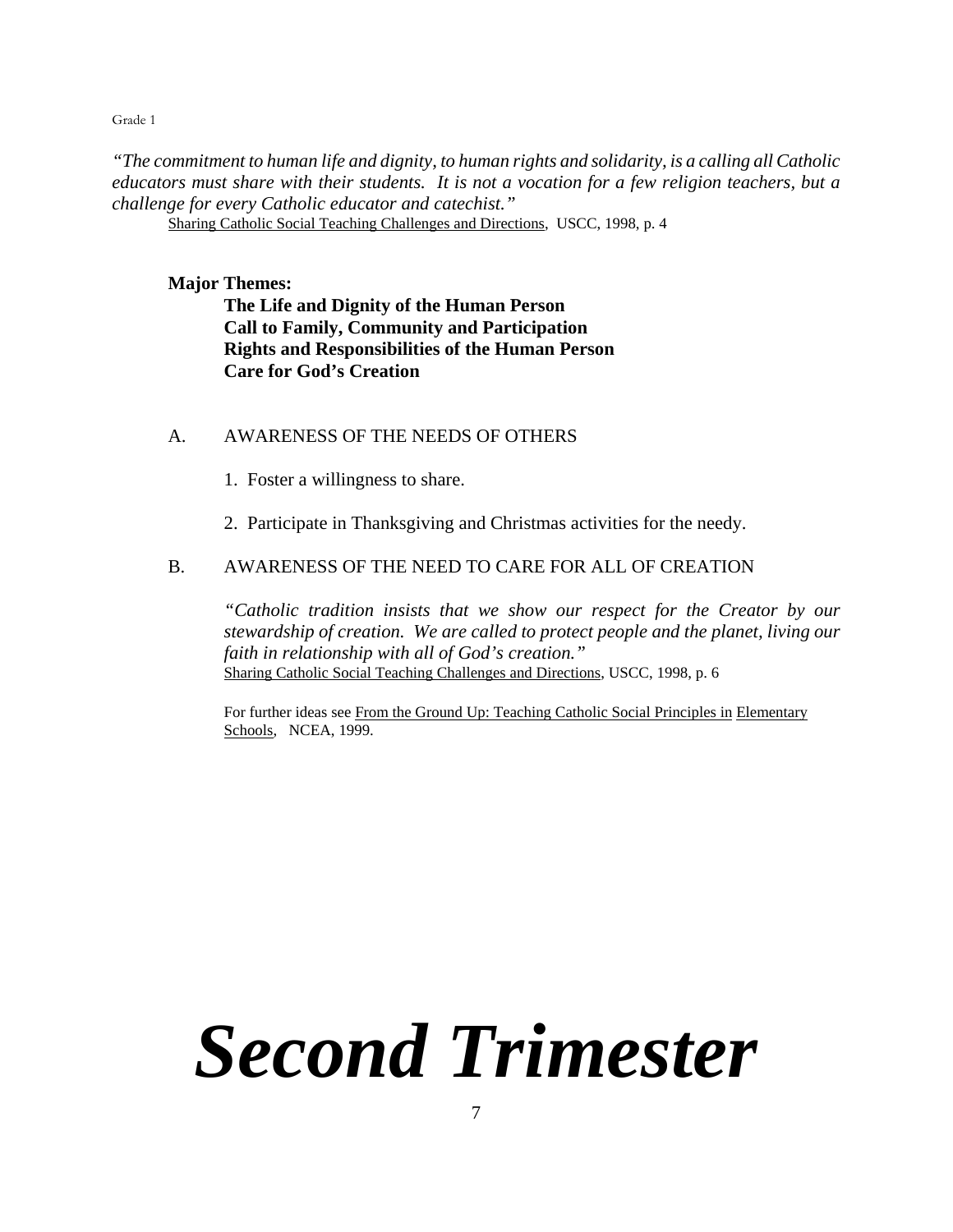*"The commitment to human life and dignity, to human rights and solidarity, is a calling all Catholic educators must share with their students. It is not a vocation for a few religion teachers, but a challenge for every Catholic educator and catechist."*
Sharing Catholic Social Teaching Challenges and Directions, USCC, 1998, p. 4

**Major Themes:**
**The Life and Dignity of the Human Person**
**Call to Family, Community and Participation**
**Rights and Responsibilities of the Human Person**
**Care for God's Creation**

A. AWARENESS OF THE NEEDS OF OTHERS

1. Foster a willingness to share.

2. Participate in Thanksgiving and Christmas activities for the needy.

B. AWARENESS OF THE NEED TO CARE FOR ALL OF CREATION

*"Catholic tradition insists that we show our respect for the Creator by our stewardship of creation. We are called to protect people and the planet, living our faith in relationship with all of God's creation."*
Sharing Catholic Social Teaching Challenges and Directions, USCC, 1998, p. 6

For further ideas see From the Ground Up: Teaching Catholic Social Principles in Elementary Schools, NCEA, 1999.

# ***Second Trimester***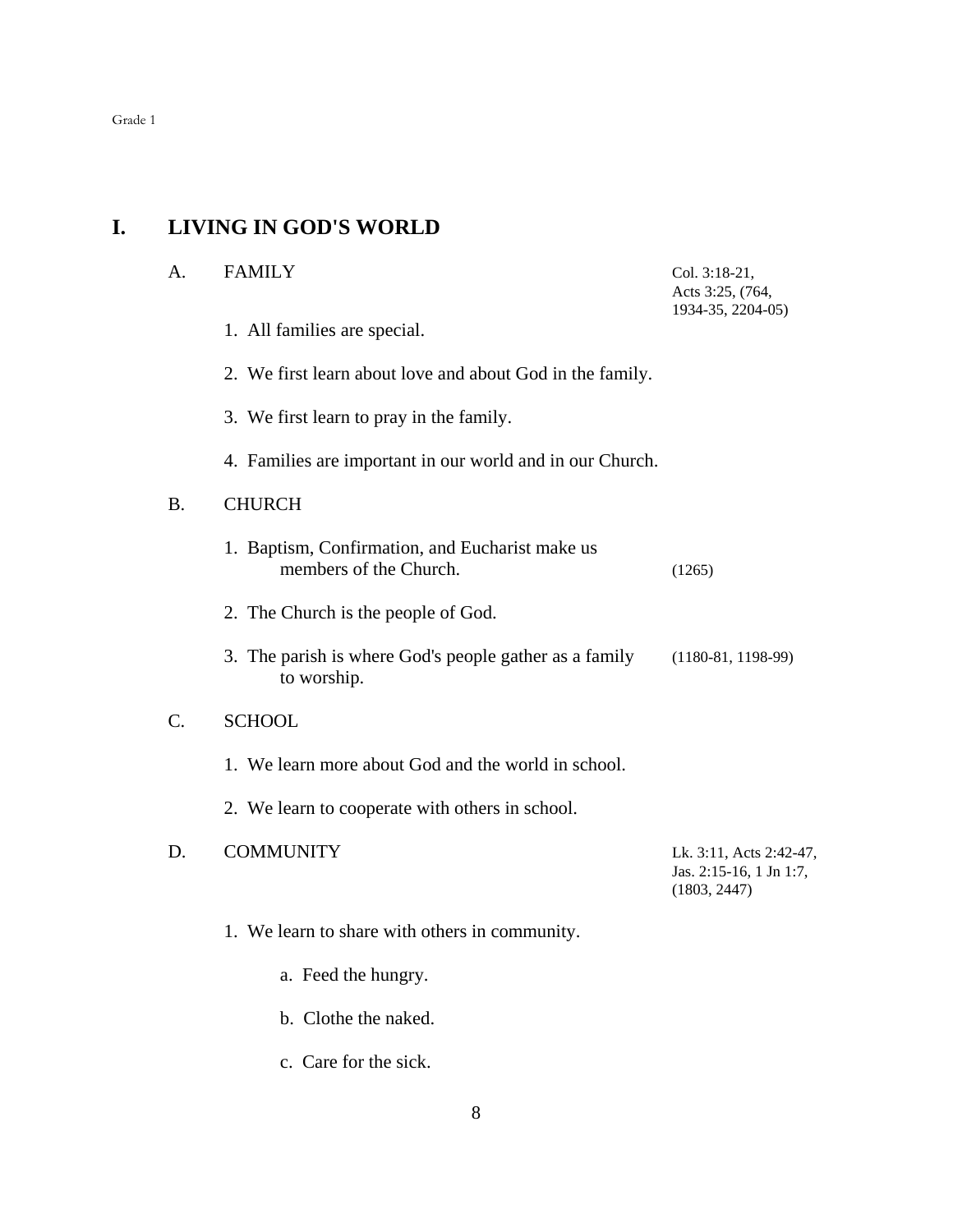# I. LIVING IN GOD'S WORLD

## A. FAMILY

Col. 3:18-21, Acts 3:25, (764, 1934-35, 2204-05)

1. All families are special.

2. We first learn about love and about God in the family.

3. We first learn to pray in the family.

4. Families are important in our world and in our Church.

## B. CHURCH

1. Baptism, Confirmation, and Eucharist make us members of the Church. (1265)

2. The Church is the people of God.

3. The parish is where God's people gather as a family to worship. (1180-81, 1198-99)

## C. SCHOOL

1. We learn more about God and the world in school.

2. We learn to cooperate with others in school.

## D. COMMUNITY

Lk. 3:11, Acts 2:42-47, Jas. 2:15-16, 1 Jn 1:7, (1803, 2447)

1. We learn to share with others in community.

    a. Feed the hungry.

    b. Clothe the naked.

    c. Care for the sick.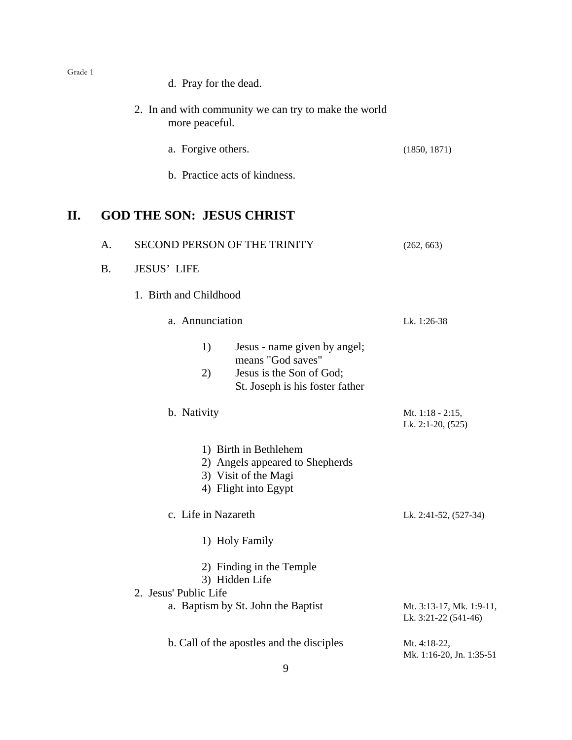d. Pray for the dead.

2. In and with community we can try to make the world more peaceful.

   a. Forgive others. (1850, 1871)

   b. Practice acts of kindness.

## II. GOD THE SON: JESUS CHRIST

A. SECOND PERSON OF THE TRINITY (262, 663)

B. JESUS' LIFE

1. Birth and Childhood

   a. Annunciation — Lk. 1:26-38

      1) Jesus - name given by angel; means "God saves"
      2) Jesus is the Son of God; St. Joseph is his foster father

   b. Nativity — Mt. 1:18 - 2:15, Lk. 2:1-20, (525)

      1) Birth in Bethlehem
      2) Angels appeared to Shepherds
      3) Visit of the Magi
      4) Flight into Egypt

   c. Life in Nazareth — Lk. 2:41-52, (527-34)

      1) Holy Family
      2) Finding in the Temple
      3) Hidden Life

2. Jesus' Public Life

   a. Baptism by St. John the Baptist — Mt. 3:13-17, Mk. 1:9-11, Lk. 3:21-22 (541-46)

   b. Call of the apostles and the disciples — Mt. 4:18-22, Mk. 1:16-20, Jn. 1:35-51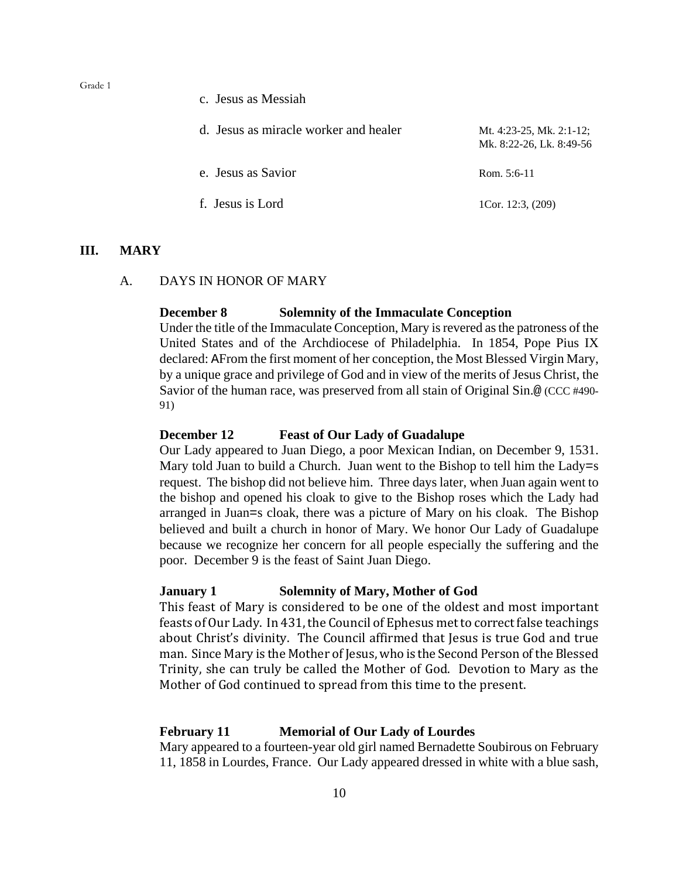c. Jesus as Messiah

d. Jesus as miracle worker and healer — Mt. 4:23-25, Mk. 2:1-12; Mk. 8:22-26, Lk. 8:49-56

e. Jesus as Savior — Rom. 5:6-11

f. Jesus is Lord — 1Cor. 12:3, (209)

## III. MARY

### A. DAYS IN HONOR OF MARY

**December 8 Solemnity of the Immaculate Conception**

Under the title of the Immaculate Conception, Mary is revered as the patroness of the United States and of the Archdiocese of Philadelphia. In 1854, Pope Pius IX declared: AFrom the first moment of her conception, the Most Blessed Virgin Mary, by a unique grace and privilege of God and in view of the merits of Jesus Christ, the Savior of the human race, was preserved from all stain of Original Sin.@ (CCC #490-91)

**December 12 Feast of Our Lady of Guadalupe**

Our Lady appeared to Juan Diego, a poor Mexican Indian, on December 9, 1531. Mary told Juan to build a Church. Juan went to the Bishop to tell him the Lady=s request. The bishop did not believe him. Three days later, when Juan again went to the bishop and opened his cloak to give to the Bishop roses which the Lady had arranged in Juan=s cloak, there was a picture of Mary on his cloak. The Bishop believed and built a church in honor of Mary. We honor Our Lady of Guadalupe because we recognize her concern for all people especially the suffering and the poor. December 9 is the feast of Saint Juan Diego.

**January 1 Solemnity of Mary, Mother of God**

This feast of Mary is considered to be one of the oldest and most important feasts of Our Lady. In 431, the Council of Ephesus met to correct false teachings about Christ's divinity. The Council affirmed that Jesus is true God and true man. Since Mary is the Mother of Jesus, who is the Second Person of the Blessed Trinity, she can truly be called the Mother of God. Devotion to Mary as the Mother of God continued to spread from this time to the present.

**February 11 Memorial of Our Lady of Lourdes**

Mary appeared to a fourteen-year old girl named Bernadette Soubirous on February 11, 1858 in Lourdes, France. Our Lady appeared dressed in white with a blue sash,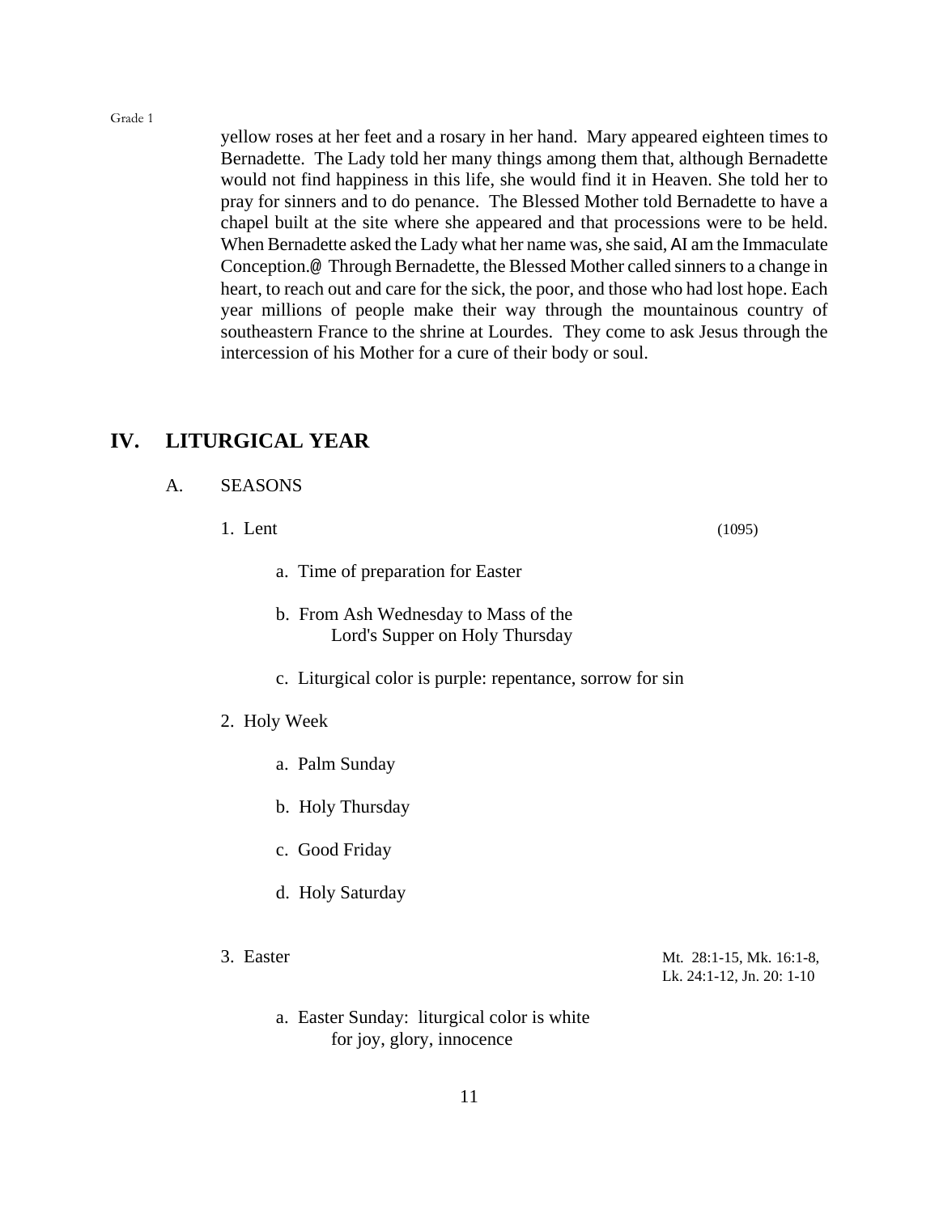yellow roses at her feet and a rosary in her hand. Mary appeared eighteen times to Bernadette. The Lady told her many things among them that, although Bernadette would not find happiness in this life, she would find it in Heaven. She told her to pray for sinners and to do penance. The Blessed Mother told Bernadette to have a chapel built at the site where she appeared and that processions were to be held. When Bernadette asked the Lady what her name was, she said, AI am the Immaculate Conception.@ Through Bernadette, the Blessed Mother called sinners to a change in heart, to reach out and care for the sick, the poor, and those who had lost hope. Each year millions of people make their way through the mountainous country of southeastern France to the shrine at Lourdes. They come to ask Jesus through the intercession of his Mother for a cure of their body or soul.

## IV. LITURGICAL YEAR

### A. SEASONS

1. Lent (1095)

   a. Time of preparation for Easter

   b. From Ash Wednesday to Mass of the Lord's Supper on Holy Thursday

   c. Liturgical color is purple: repentance, sorrow for sin

2. Holy Week

   a. Palm Sunday

   b. Holy Thursday

   c. Good Friday

   d. Holy Saturday

3. Easter — Mt. 28:1-15, Mk. 16:1-8, Lk. 24:1-12, Jn. 20: 1-10

   a. Easter Sunday: liturgical color is white for joy, glory, innocence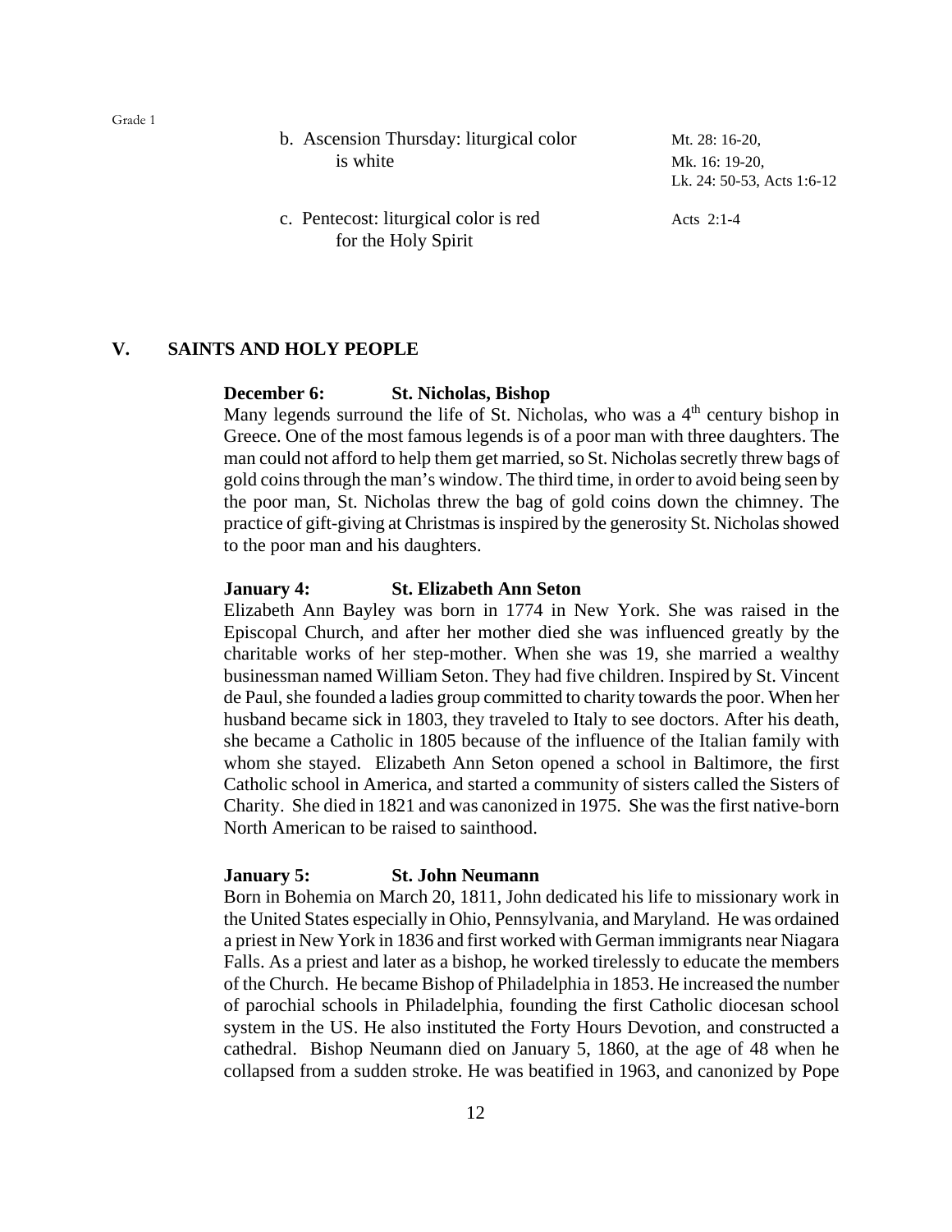b. Ascension Thursday: liturgical color is white — Mt. 28: 16-20, Mk. 16: 19-20, Lk. 24: 50-53, Acts 1:6-12

c. Pentecost: liturgical color is red for the Holy Spirit — Acts 2:1-4

## V. SAINTS AND HOLY PEOPLE

**December 6: St. Nicholas, Bishop**

Many legends surround the life of St. Nicholas, who was a 4th century bishop in Greece. One of the most famous legends is of a poor man with three daughters. The man could not afford to help them get married, so St. Nicholas secretly threw bags of gold coins through the man's window. The third time, in order to avoid being seen by the poor man, St. Nicholas threw the bag of gold coins down the chimney. The practice of gift-giving at Christmas is inspired by the generosity St. Nicholas showed to the poor man and his daughters.

**January 4: St. Elizabeth Ann Seton**

Elizabeth Ann Bayley was born in 1774 in New York. She was raised in the Episcopal Church, and after her mother died she was influenced greatly by the charitable works of her step-mother. When she was 19, she married a wealthy businessman named William Seton. They had five children. Inspired by St. Vincent de Paul, she founded a ladies group committed to charity towards the poor. When her husband became sick in 1803, they traveled to Italy to see doctors. After his death, she became a Catholic in 1805 because of the influence of the Italian family with whom she stayed. Elizabeth Ann Seton opened a school in Baltimore, the first Catholic school in America, and started a community of sisters called the Sisters of Charity. She died in 1821 and was canonized in 1975. She was the first native-born North American to be raised to sainthood.

**January 5: St. John Neumann**

Born in Bohemia on March 20, 1811, John dedicated his life to missionary work in the United States especially in Ohio, Pennsylvania, and Maryland. He was ordained a priest in New York in 1836 and first worked with German immigrants near Niagara Falls. As a priest and later as a bishop, he worked tirelessly to educate the members of the Church. He became Bishop of Philadelphia in 1853. He increased the number of parochial schools in Philadelphia, founding the first Catholic diocesan school system in the US. He also instituted the Forty Hours Devotion, and constructed a cathedral. Bishop Neumann died on January 5, 1860, at the age of 48 when he collapsed from a sudden stroke. He was beatified in 1963, and canonized by Pope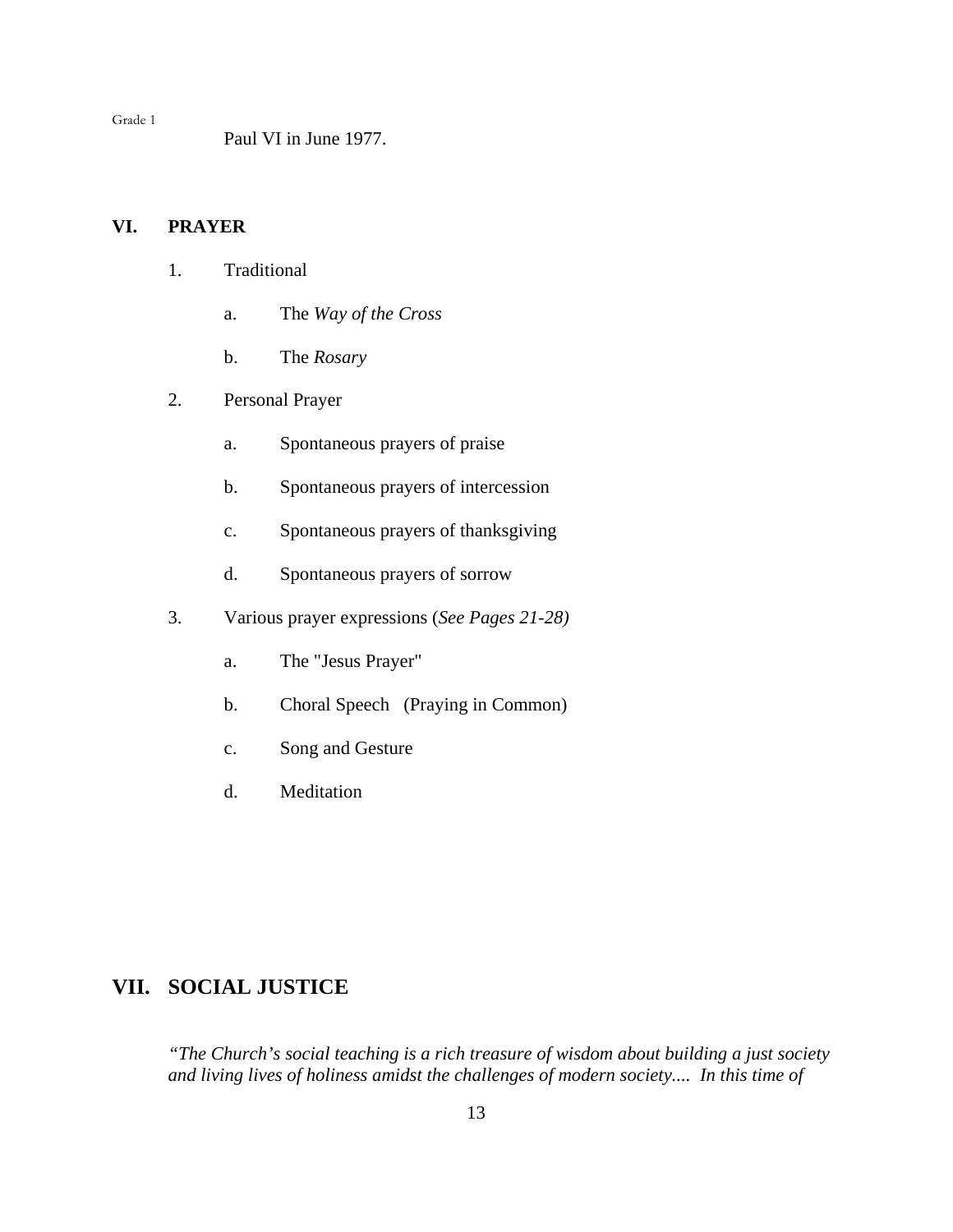Paul VI in June 1977.

## VI. PRAYER

1. Traditional

   a. The *Way of the Cross*

   b. The *Rosary*

2. Personal Prayer

   a. Spontaneous prayers of praise

   b. Spontaneous prayers of intercession

   c. Spontaneous prayers of thanksgiving

   d. Spontaneous prayers of sorrow

3. Various prayer expressions (*See Pages 21-28)*

   a. The "Jesus Prayer"

   b. Choral Speech (Praying in Common)

   c. Song and Gesture

   d. Meditation

## VII. SOCIAL JUSTICE

*"The Church's social teaching is a rich treasure of wisdom about building a just society and living lives of holiness amidst the challenges of modern society.... In this time of*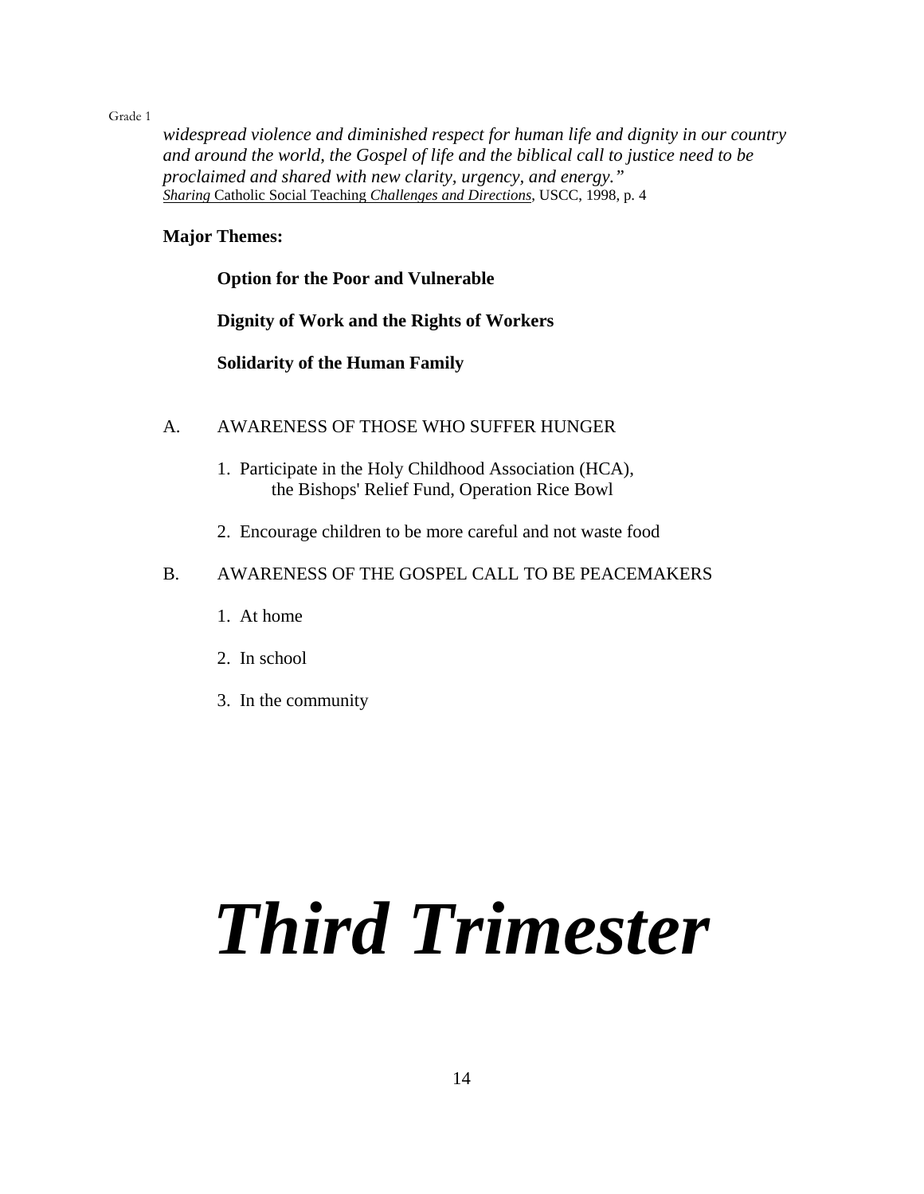*widespread violence and diminished respect for human life and dignity in our country and around the world, the Gospel of life and the biblical call to justice need to be proclaimed and shared with new clarity, urgency, and energy."*
*Sharing* Catholic Social Teaching *Challenges and Directions*, USCC, 1998, p. 4

**Major Themes:**

**Option for the Poor and Vulnerable**

**Dignity of Work and the Rights of Workers**

**Solidarity of the Human Family**

A. AWARENESS OF THOSE WHO SUFFER HUNGER

1. Participate in the Holy Childhood Association (HCA), the Bishops' Relief Fund, Operation Rice Bowl
2. Encourage children to be more careful and not waste food

B. AWARENESS OF THE GOSPEL CALL TO BE PEACEMAKERS

1. At home
2. In school
3. In the community

# ***Third Trimester***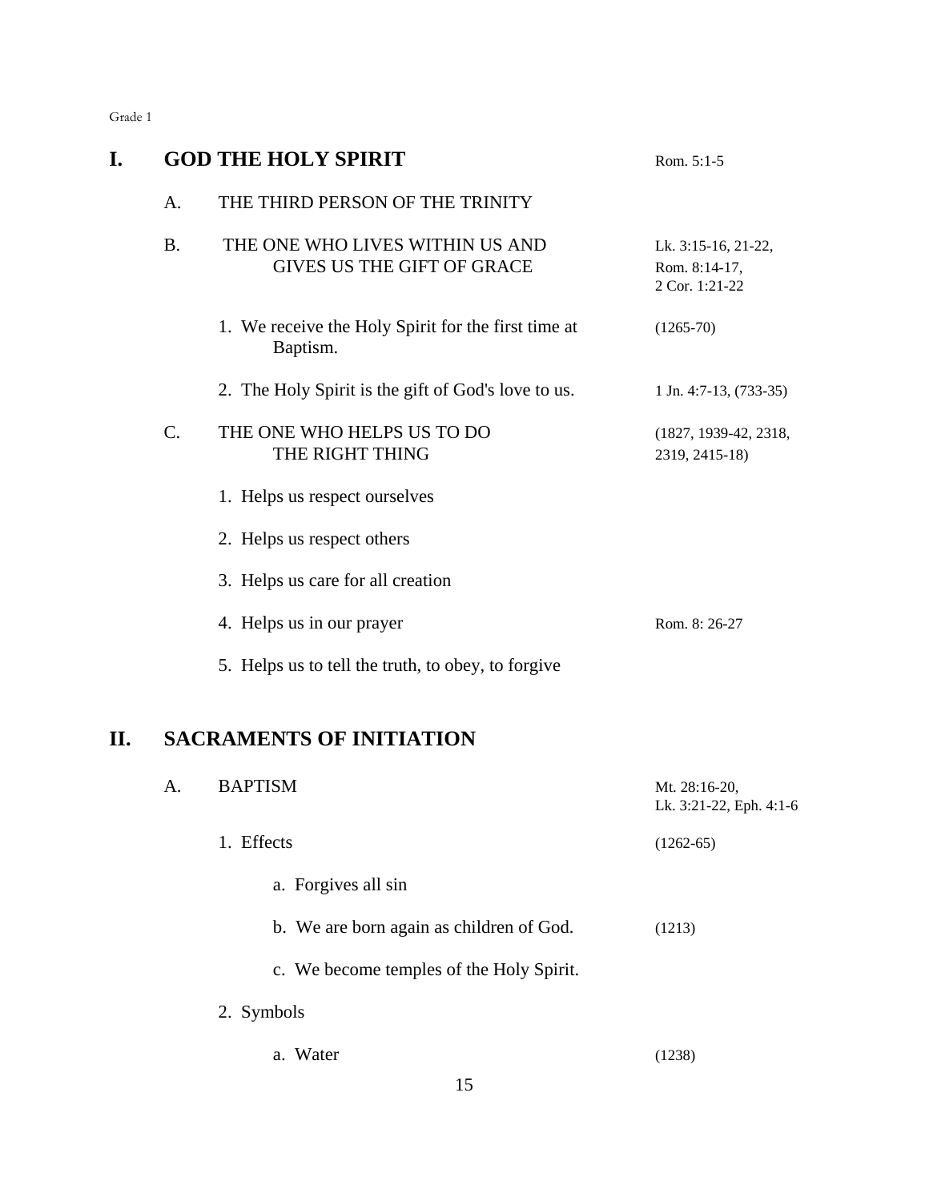Grade 1

# I. GOD THE HOLY SPIRIT — Rom. 5:1-5

## A. THE THIRD PERSON OF THE TRINITY

## B. THE ONE WHO LIVES WITHIN US AND GIVES US THE GIFT OF GRACE — Lk. 3:15-16, 21-22, Rom. 8:14-17, 2 Cor. 1:21-22

1. We receive the Holy Spirit for the first time at Baptism. (1265-70)
2. The Holy Spirit is the gift of God's love to us. 1 Jn. 4:7-13, (733-35)

## C. THE ONE WHO HELPS US TO DO THE RIGHT THING — (1827, 1939-42, 2318, 2319, 2415-18)

1. Helps us respect ourselves
2. Helps us respect others
3. Helps us care for all creation
4. Helps us in our prayer — Rom. 8: 26-27
5. Helps us to tell the truth, to obey, to forgive

# II. SACRAMENTS OF INITIATION

## A. BAPTISM — Mt. 28:16-20, Lk. 3:21-22, Eph. 4:1-6

1. Effects (1262-65)
   - a. Forgives all sin
   - b. We are born again as children of God. (1213)
   - c. We become temples of the Holy Spirit.
2. Symbols
   - a. Water (1238)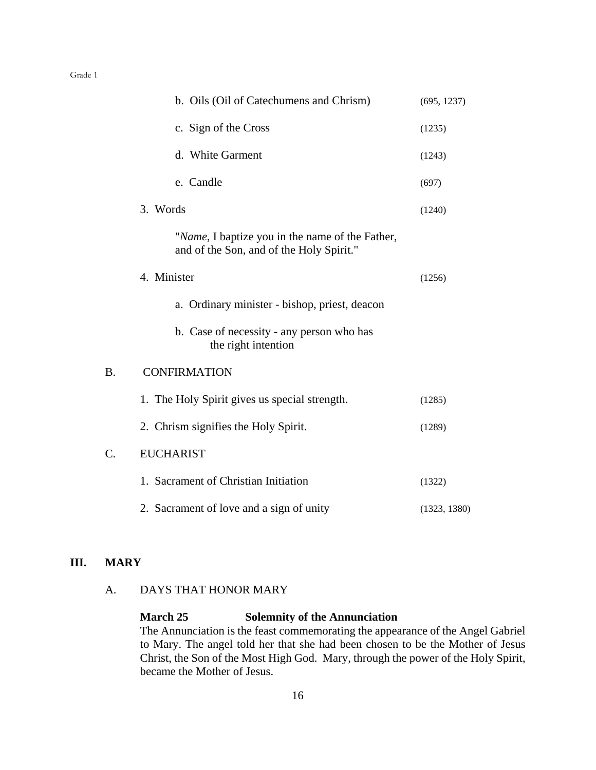b. Oils (Oil of Catechumens and Chrism) (695, 1237)

c. Sign of the Cross (1235)

d. White Garment (1243)

e. Candle (697)

3. Words (1240)

"*Name*, I baptize you in the name of the Father, and of the Son, and of the Holy Spirit."

4. Minister (1256)

a. Ordinary minister - bishop, priest, deacon

b. Case of necessity - any person who has the right intention

B. CONFIRMATION

1. The Holy Spirit gives us special strength. (1285)

2. Chrism signifies the Holy Spirit. (1289)

C. EUCHARIST

1. Sacrament of Christian Initiation (1322)

2. Sacrament of love and a sign of unity (1323, 1380)

## III. MARY

A. DAYS THAT HONOR MARY

**March 25 Solemnity of the Annunciation**

The Annunciation is the feast commemorating the appearance of the Angel Gabriel to Mary. The angel told her that she had been chosen to be the Mother of Jesus Christ, the Son of the Most High God. Mary, through the power of the Holy Spirit, became the Mother of Jesus.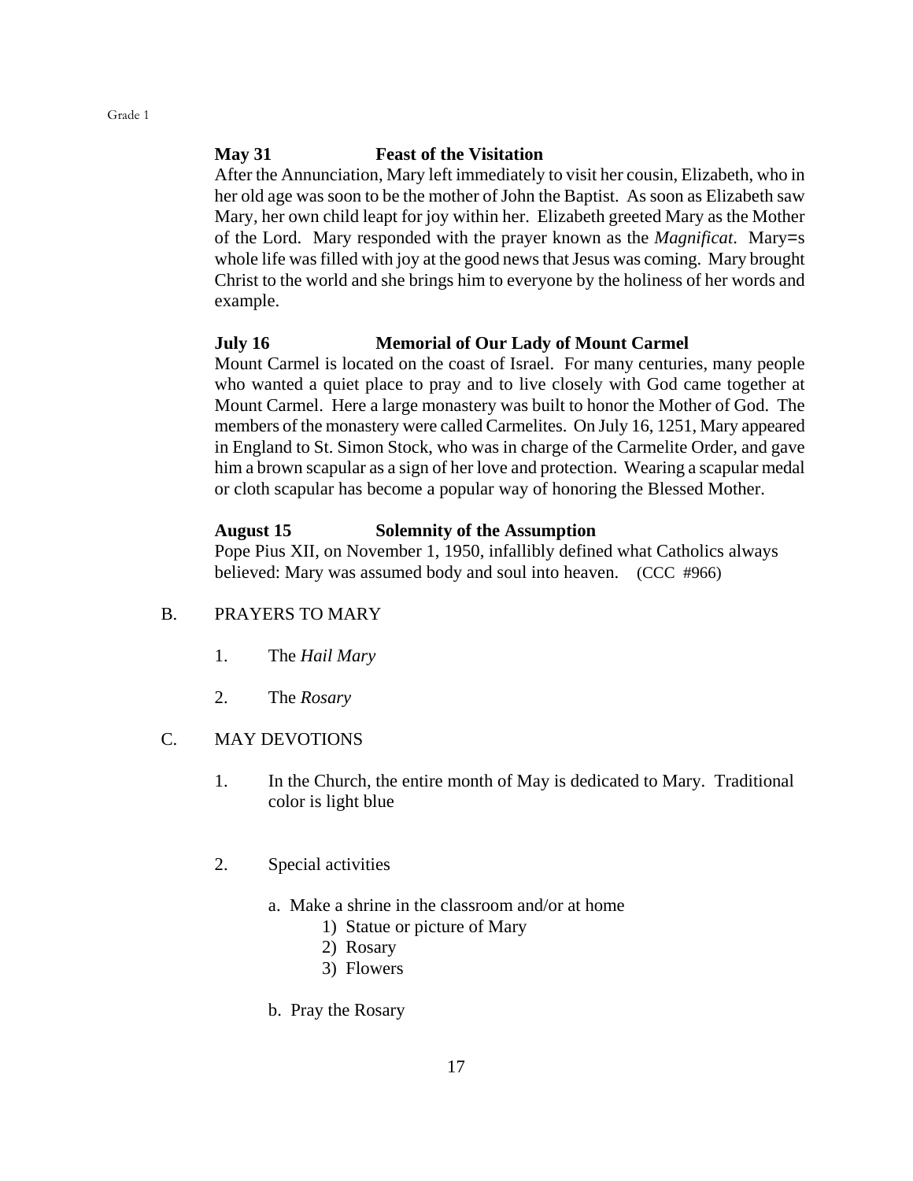**May 31** **Feast of the Visitation**
After the Annunciation, Mary left immediately to visit her cousin, Elizabeth, who in her old age was soon to be the mother of John the Baptist. As soon as Elizabeth saw Mary, her own child leapt for joy within her. Elizabeth greeted Mary as the Mother of the Lord. Mary responded with the prayer known as the *Magnificat*. Mary=s whole life was filled with joy at the good news that Jesus was coming. Mary brought Christ to the world and she brings him to everyone by the holiness of her words and example.

**July 16** **Memorial of Our Lady of Mount Carmel**
Mount Carmel is located on the coast of Israel. For many centuries, many people who wanted a quiet place to pray and to live closely with God came together at Mount Carmel. Here a large monastery was built to honor the Mother of God. The members of the monastery were called Carmelites. On July 16, 1251, Mary appeared in England to St. Simon Stock, who was in charge of the Carmelite Order, and gave him a brown scapular as a sign of her love and protection. Wearing a scapular medal or cloth scapular has become a popular way of honoring the Blessed Mother.

**August 15** **Solemnity of the Assumption**
Pope Pius XII, on November 1, 1950, infallibly defined what Catholics always believed: Mary was assumed body and soul into heaven. (CCC #966)

B. PRAYERS TO MARY

1. The *Hail Mary*
2. The *Rosary*

C. MAY DEVOTIONS

1. In the Church, the entire month of May is dedicated to Mary. Traditional color is light blue

2. Special activities

    a. Make a shrine in the classroom and/or at home
        1) Statue or picture of Mary
        2) Rosary
        3) Flowers

    b. Pray the Rosary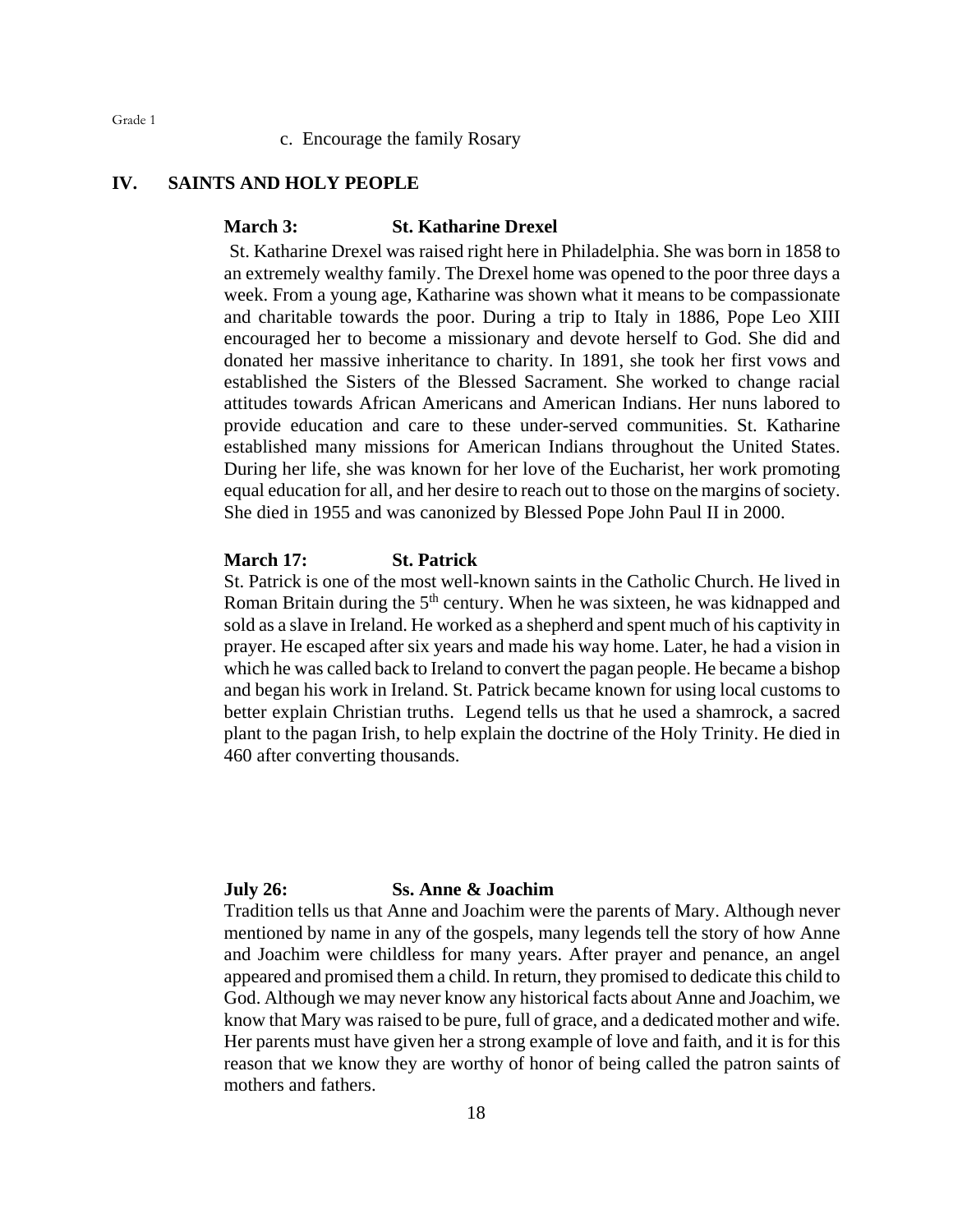c. Encourage the family Rosary

## IV. SAINTS AND HOLY PEOPLE

**March 3: St. Katharine Drexel**

St. Katharine Drexel was raised right here in Philadelphia. She was born in 1858 to an extremely wealthy family. The Drexel home was opened to the poor three days a week. From a young age, Katharine was shown what it means to be compassionate and charitable towards the poor. During a trip to Italy in 1886, Pope Leo XIII encouraged her to become a missionary and devote herself to God. She did and donated her massive inheritance to charity. In 1891, she took her first vows and established the Sisters of the Blessed Sacrament. She worked to change racial attitudes towards African Americans and American Indians. Her nuns labored to provide education and care to these under-served communities. St. Katharine established many missions for American Indians throughout the United States. During her life, she was known for her love of the Eucharist, her work promoting equal education for all, and her desire to reach out to those on the margins of society. She died in 1955 and was canonized by Blessed Pope John Paul II in 2000.

**March 17: St. Patrick**

St. Patrick is one of the most well-known saints in the Catholic Church. He lived in Roman Britain during the 5th century. When he was sixteen, he was kidnapped and sold as a slave in Ireland. He worked as a shepherd and spent much of his captivity in prayer. He escaped after six years and made his way home. Later, he had a vision in which he was called back to Ireland to convert the pagan people. He became a bishop and began his work in Ireland. St. Patrick became known for using local customs to better explain Christian truths. Legend tells us that he used a shamrock, a sacred plant to the pagan Irish, to help explain the doctrine of the Holy Trinity. He died in 460 after converting thousands.

**July 26: Ss. Anne & Joachim**

Tradition tells us that Anne and Joachim were the parents of Mary. Although never mentioned by name in any of the gospels, many legends tell the story of how Anne and Joachim were childless for many years. After prayer and penance, an angel appeared and promised them a child. In return, they promised to dedicate this child to God. Although we may never know any historical facts about Anne and Joachim, we know that Mary was raised to be pure, full of grace, and a dedicated mother and wife. Her parents must have given her a strong example of love and faith, and it is for this reason that we know they are worthy of honor of being called the patron saints of mothers and fathers.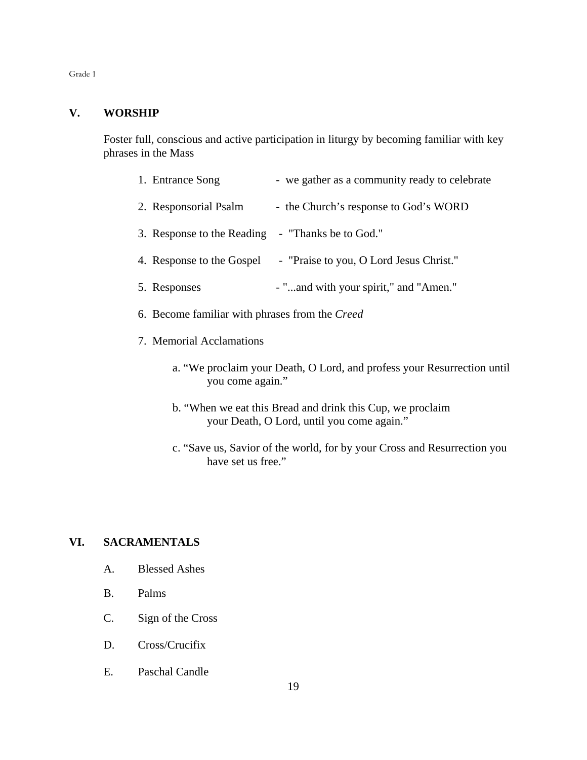## V. WORSHIP

Foster full, conscious and active participation in liturgy by becoming familiar with key phrases in the Mass

1. Entrance Song - we gather as a community ready to celebrate
2. Responsorial Psalm - the Church's response to God's WORD
3. Response to the Reading - "Thanks be to God."
4. Response to the Gospel - "Praise to you, O Lord Jesus Christ."
5. Responses - "...and with your spirit," and "Amen."
6. Become familiar with phrases from the *Creed*
7. Memorial Acclamations

    a. "We proclaim your Death, O Lord, and profess your Resurrection until you come again."

    b. "When we eat this Bread and drink this Cup, we proclaim your Death, O Lord, until you come again."

    c. "Save us, Savior of the world, for by your Cross and Resurrection you have set us free."

## VI. SACRAMENTALS

A. Blessed Ashes

B. Palms

C. Sign of the Cross

D. Cross/Crucifix

E. Paschal Candle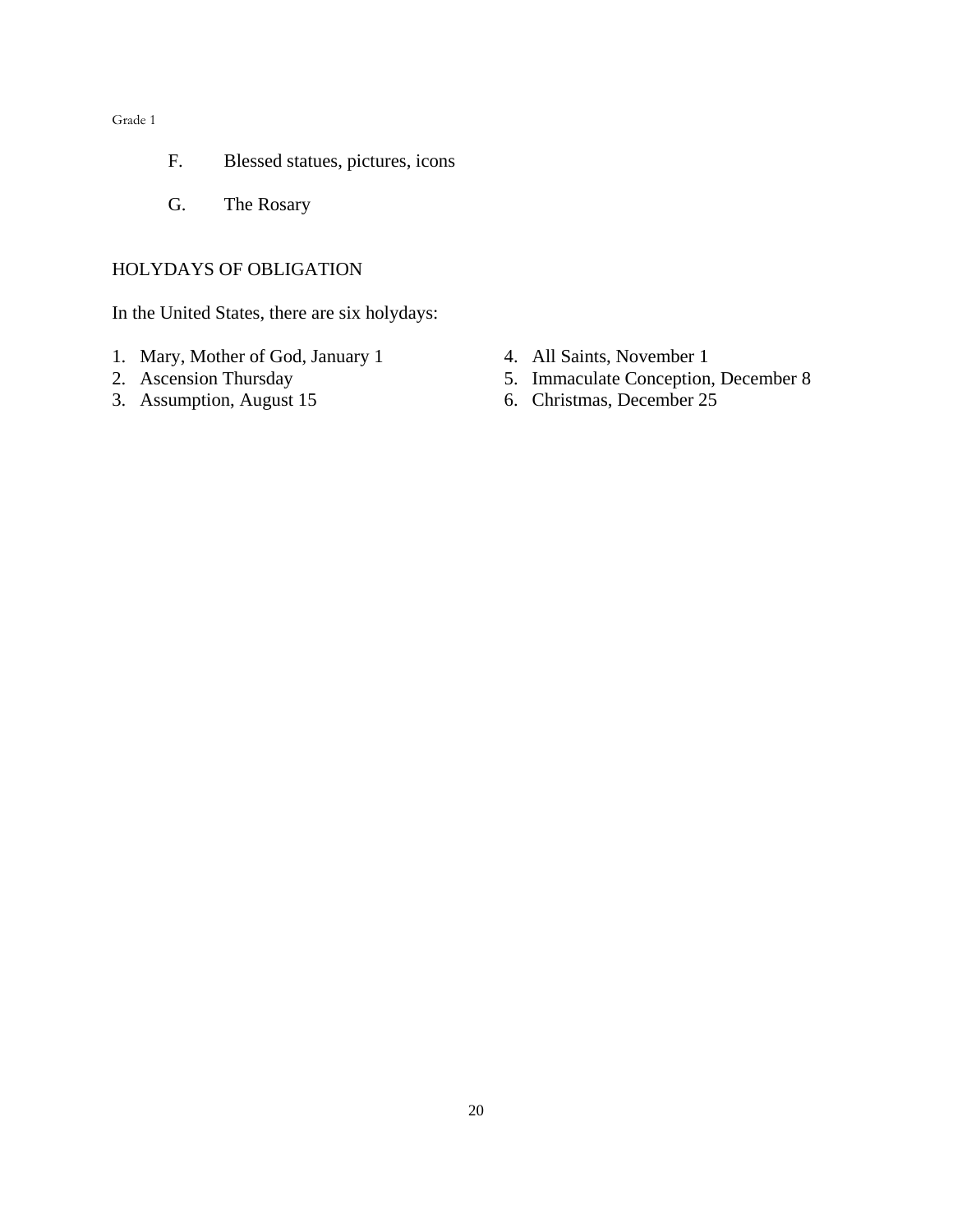F. Blessed statues, pictures, icons

G. The Rosary

## HOLYDAYS OF OBLIGATION

In the United States, there are six holydays:

1. Mary, Mother of God, January 1
2. Ascension Thursday
3. Assumption, August 15
4. All Saints, November 1
5. Immaculate Conception, December 8
6. Christmas, December 25